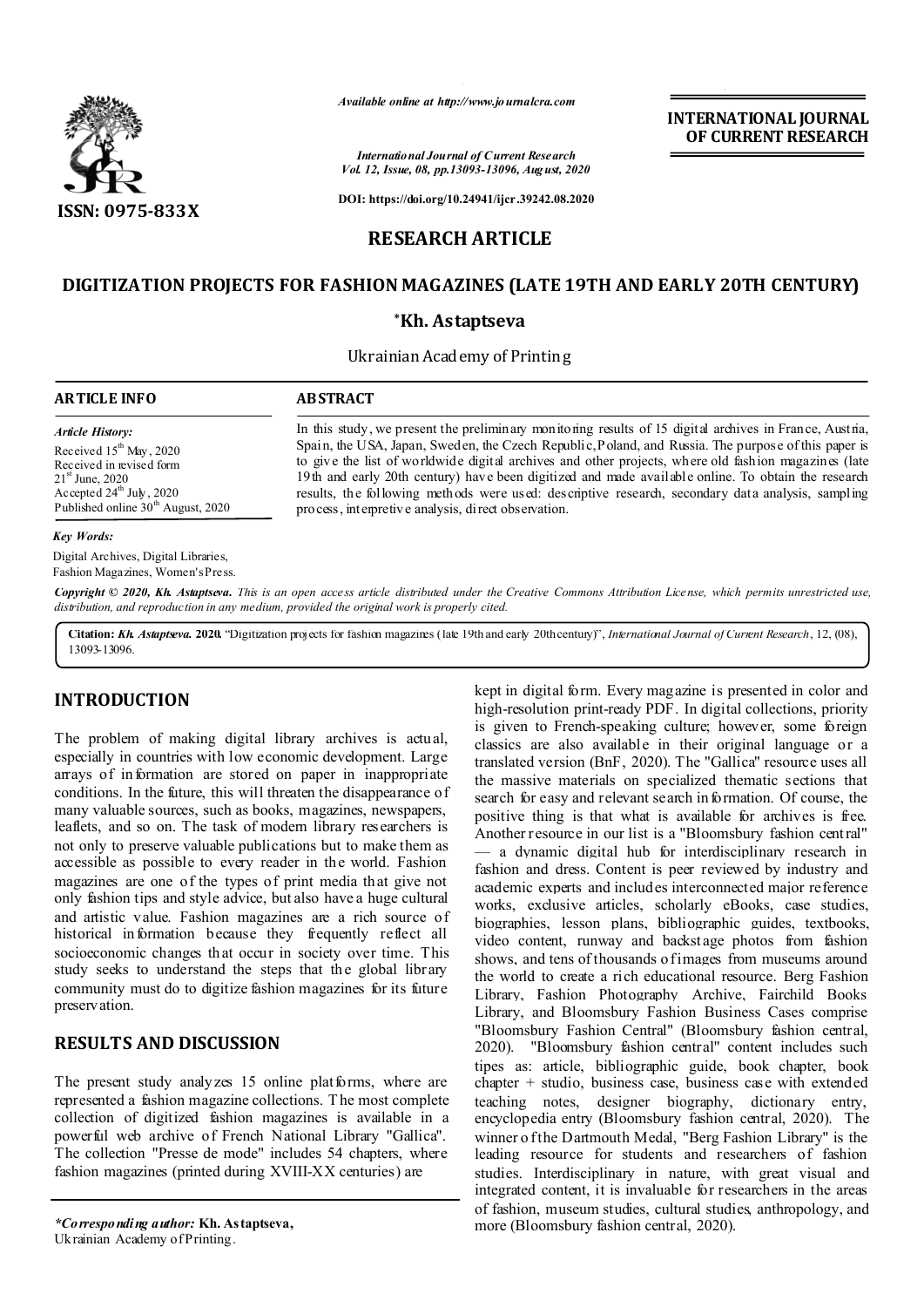Available online at http://www.journalcra.com

International Journal of Current Research
Vol. 12, Issue, 08, pp.13093-13096, August, 2020

DOI: https://doi.org/10.24941/ijcr.39242.08.2020

**INTERNATIONAL JOURNAL OF CURRENT RESEARCH**

ISSN: 0975-833X

**RESEARCH ARTICLE**

# DIGITIZATION PROJECTS FOR FASHION MAGAZINES (LATE 19TH AND EARLY 20TH CENTURY)

**\*Kh. Astaptseva**

Ukrainian Academy of Printing

**ARTICLE INFO**

*Article History:*

Received 15th May, 2020
Received in revised form
21st June, 2020
Accepted 24th July, 2020
Published online 30th August, 2020

*Key Words:*

Digital Archives, Digital Libraries, Fashion Magazines, Women's Press.

**ABSTRACT**

In this study, we present the preliminary monitoring results of 15 digital archives in France, Austria, Spain, the USA, Japan, Sweden, the Czech Republic, Poland, and Russia. The purpose of this paper is to give the list of worldwide digital archives and other projects, where old fashion magazines (late 19th and early 20th century) have been digitized and made available online. To obtain the research results, the following methods were used: descriptive research, secondary data analysis, sampling process, interpretive analysis, direct observation.

*Copyright © 2020, Kh. Astaptseva. This is an open access article distributed under the Creative Commons Attribution License, which permits unrestricted use, distribution, and reproduction in any medium, provided the original work is properly cited.*

**Citation:** *Kh. Astaptseva.* **2020.** "Digitization projects for fashion magazines (late 19th and early 20th century)", *International Journal of Current Research*, 12, (08), 13093-13096.

## INTRODUCTION

The problem of making digital library archives is actual, especially in countries with low economic development. Large arrays of information are stored on paper in inappropriate conditions. In the future, this will threaten the disappearance of many valuable sources, such as books, magazines, newspapers, leaflets, and so on. The task of modern library researchers is not only to preserve valuable publications but to make them as accessible as possible to every reader in the world. Fashion magazines are one of the types of print media that give not only fashion tips and style advice, but also have a huge cultural and artistic value. Fashion magazines are a rich source of historical information because they frequently reflect all socioeconomic changes that occur in society over time. This study seeks to understand the steps that the global library community must do to digitize fashion magazines for its future preservation.

## RESULTS AND DISCUSSION

The present study analyzes 15 online platforms, where are represented a fashion magazine collections. The most complete collection of digitized fashion magazines is available in a powerful web archive of French National Library "Gallica". The collection "Presse de mode" includes 54 chapters, where fashion magazines (printed during XVIII-XX centuries) are kept in digital form. Every magazine is presented in color and high-resolution print-ready PDF. In digital collections, priority is given to French-speaking culture; however, some foreign classics are also available in their original language or a translated version (BnF, 2020). The "Gallica" resource uses all the massive materials on specialized thematic sections that search for easy and relevant search information. Of course, the positive thing is that what is available for archives is free. Another resource in our list is a "Bloomsbury fashion central" — a dynamic digital hub for interdisciplinary research in fashion and dress. Content is peer reviewed by industry and academic experts and includes interconnected major reference works, exclusive articles, scholarly eBooks, case studies, biographies, lesson plans, bibliographic guides, textbooks, video content, runway and backstage photos from fashion shows, and tens of thousands of images from museums around the world to create a rich educational resource. Berg Fashion Library, Fashion Photography Archive, Fairchild Books Library, and Bloomsbury Fashion Business Cases comprise "Bloomsbury Fashion Central" (Bloomsbury fashion central, 2020). "Bloomsbury fashion central" content includes such tipes as: article, bibliographic guide, book chapter, book chapter + studio, business case, business case with extended teaching notes, designer biography, dictionary entry, encyclopedia entry (Bloomsbury fashion central, 2020). The winner of the Dartmouth Medal, "Berg Fashion Library" is the leading resource for students and researchers of fashion studies. Interdisciplinary in nature, with great visual and integrated content, it is invaluable for researchers in the areas of fashion, museum studies, cultural studies, anthropology, and more (Bloomsbury fashion central, 2020).

*\*Corresponding author:* **Kh. Astaptseva,**
Ukrainian Academy of Printing.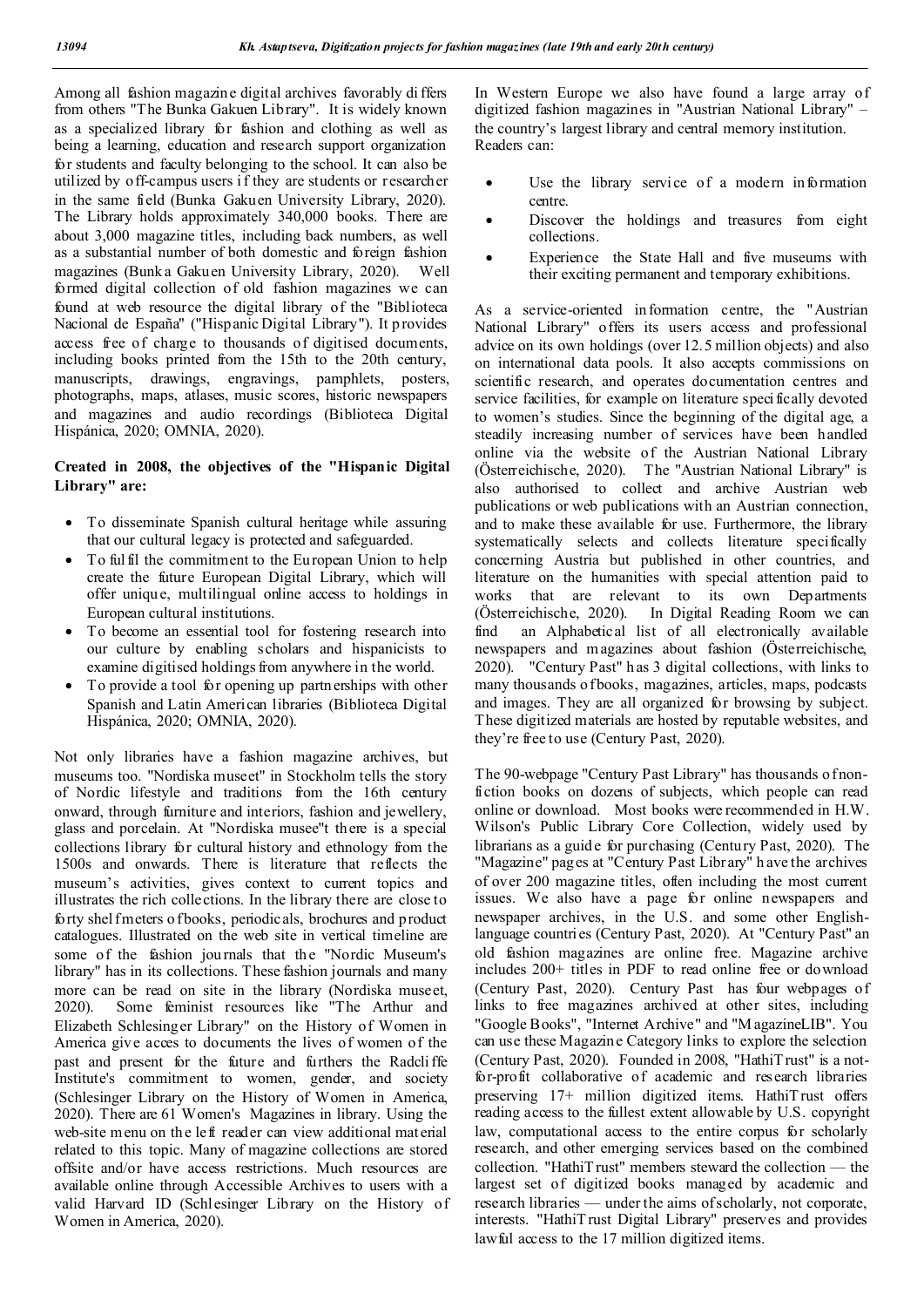Among all fashion magazine digital archives favorably differs from others "The Bunka Gakuen Library". It is widely known as a specialized library for fashion and clothing as well as being a learning, education and research support organization for students and faculty belonging to the school. It can also be utilized by off-campus users if they are students or researcher in the same field (Bunka Gakuen University Library, 2020). The Library holds approximately 340,000 books. There are about 3,000 magazine titles, including back numbers, as well as a substantial number of both domestic and foreign fashion magazines (Bunka Gakuen University Library, 2020). Well formed digital collection of old fashion magazines we can found at web resource the digital library of the "Biblioteca Nacional de España" ("Hispanic Digital Library"). It provides access free of charge to thousands of digitised documents, including books printed from the 15th to the 20th century, manuscripts, drawings, engravings, pamphlets, posters, photographs, maps, atlases, music scores, historic newspapers and magazines and audio recordings (Biblioteca Digital Hispánica, 2020; OMNIA, 2020).

**Created in 2008, the objectives of the "Hispanic Digital Library" are:**

- To disseminate Spanish cultural heritage while assuring that our cultural legacy is protected and safeguarded.
- To fulfil the commitment to the European Union to help create the future European Digital Library, which will offer unique, multilingual online access to holdings in European cultural institutions.
- To become an essential tool for fostering research into our culture by enabling scholars and hispanicists to examine digitised holdings from anywhere in the world.
- To provide a tool for opening up partnerships with other Spanish and Latin American libraries (Biblioteca Digital Hispánica, 2020; OMNIA, 2020).

Not only libraries have a fashion magazine archives, but museums too. "Nordiska museet" in Stockholm tells the story of Nordic lifestyle and traditions from the 16th century onward, through furniture and interiors, fashion and jewellery, glass and porcelain. At "Nordiska musee"t there is a special collections library for cultural history and ethnology from the 1500s and onwards. There is literature that reflects the museum's activities, gives context to current topics and illustrates the rich collections. In the library there are close to forty shelf meters of books, periodicals, brochures and product catalogues. Illustrated on the web site in vertical timeline are some of the fashion journals that the "Nordic Museum's library" has in its collections. These fashion journals and many more can be read on site in the library (Nordiska museet, 2020). Some feminist resources like "The Arthur and Elizabeth Schlesinger Library" on the History of Women in America give acces to documents the lives of women of the past and present for the future and furthers the Radcliffe Institute's commitment to women, gender, and society (Schlesinger Library on the History of Women in America, 2020). There are 61 Women's Magazines in library. Using the web-site menu on the left reader can view additional material related to this topic. Many of magazine collections are stored offsite and/or have access restrictions. Much resources are available online through Accessible Archives to users with a valid Harvard ID (Schlesinger Library on the History of Women in America, 2020).

In Western Europe we also have found a large array of digitized fashion magazines in "Austrian National Library" – the country's largest library and central memory institution. Readers can:

- Use the library service of a modern information centre.
- Discover the holdings and treasures from eight collections.
- Experience the State Hall and five museums with their exciting permanent and temporary exhibitions.

As a service-oriented information centre, the "Austrian National Library" offers its users access and professional advice on its own holdings (over 12.5 million objects) and also on international data pools. It also accepts commissions on scientific research, and operates documentation centres and service facilities, for example on literature specifically devoted to women's studies. Since the beginning of the digital age, a steadily increasing number of services have been handled online via the website of the Austrian National Library (Österreichische, 2020). The "Austrian National Library" is also authorised to collect and archive Austrian web publications or web publications with an Austrian connection, and to make these available for use. Furthermore, the library systematically selects and collects literature specifically concerning Austria but published in other countries, and literature on the humanities with special attention paid to works that are relevant to its own Departments (Österreichische, 2020). In Digital Reading Room we can find an Alphabetical list of all electronically available newspapers and magazines about fashion (Österreichische, 2020). "Century Past" has 3 digital collections, with links to many thousands of books, magazines, articles, maps, podcasts and images. They are all organized for browsing by subject. These digitized materials are hosted by reputable websites, and they're free to use (Century Past, 2020).

The 90-webpage "Century Past Library" has thousands of non-fiction books on dozens of subjects, which people can read online or download. Most books were recommended in H.W. Wilson's Public Library Core Collection, widely used by librarians as a guide for purchasing (Century Past, 2020). The "Magazine" pages at "Century Past Library" have the archives of over 200 magazine titles, often including the most current issues. We also have a page for online newspapers and newspaper archives, in the U.S. and some other English-language countries (Century Past, 2020). At "Century Past" an old fashion magazines are online free. Magazine archive includes 200+ titles in PDF to read online free or download (Century Past, 2020). Century Past has four webpages of links to free magazines archived at other sites, including "Google Books", "Internet Archive" and "MagazineLIB". You can use these Magazine Category links to explore the selection (Century Past, 2020). Founded in 2008, "HathiTrust" is a not-for-profit collaborative of academic and research libraries preserving 17+ million digitized items. HathiTrust offers reading access to the fullest extent allowable by U.S. copyright law, computational access to the entire corpus for scholarly research, and other emerging services based on the combined collection. "HathiTrust" members steward the collection — the largest set of digitized books managed by academic and research libraries — under the aims of scholarly, not corporate, interests. "HathiTrust Digital Library" preserves and provides lawful access to the 17 million digitized items.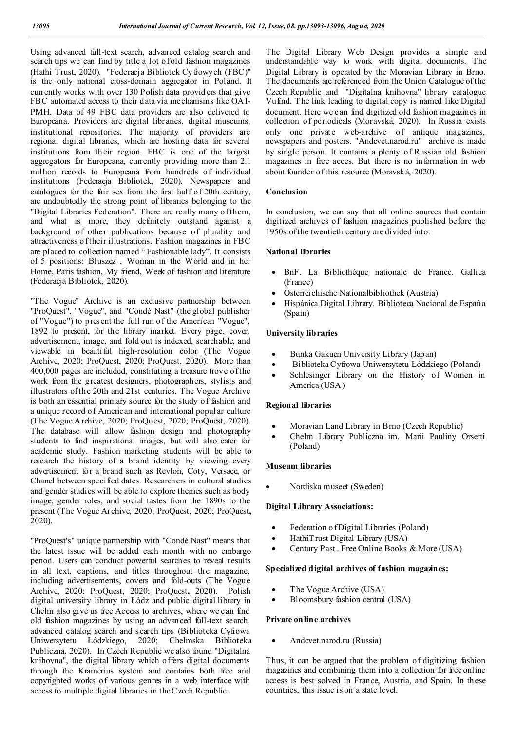Using advanced full-text search, advanced catalog search and search tips we can find by title a lot of old fashion magazines (Hathi Trust, 2020). "Federacja Bibliotek Cyfrowych (FBC)" is the only national cross-domain aggregator in Poland. It currently works with over 130 Polish data providers that give FBC automated access to their data via mechanisms like OAI-PMH. Data of 49 FBC data providers are also delivered to Europeana. Providers are digital libraries, digital museums, institutional repositories. The majority of providers are regional digital libraries, which are hosting data for several institutions from their region. FBC is one of the largest aggregators for Europeana, currently providing more than 2.1 million records to Europeana from hundreds of individual institutions (Federacja Bibliotek, 2020). Newspapers and catalogues for the fair sex from the first half of 20th century, are undoubtedly the strong point of libraries belonging to the "Digital Libraries Federation". There are really many of them, and what is more, they definitely outstand against a background of other publications because of plurality and attractiveness of their illustrations. Fashion magazines in FBC are placed to collection named "Fashionable lady". It consists of 5 positions: Bluszcz , Woman in the World and in her Home, Paris fashion, My friend, Week of fashion and literature (Federacja Bibliotek, 2020).

"The Vogue" Archive is an exclusive partnership between "ProQuest", "Vogue", and "Condé Nast" (the global publisher of "Vogue") to present the full run of the American "Vogue", 1892 to present, for the library market. Every page, cover, advertisement, image, and fold out is indexed, searchable, and viewable in beautiful high-resolution color (The Vogue Archive, 2020; ProQuest, 2020; ProQuest, 2020). More than 400,000 pages are included, constituting a treasure trove of the work from the greatest designers, photographers, stylists and illustrators of the 20th and 21st centuries. The Vogue Archive is both an essential primary source for the study of fashion and a unique record of American and international popular culture (The Vogue Archive, 2020; ProQuest, 2020; ProQuest, 2020). The database will allow fashion design and photography students to find inspirational images, but will also cater for academic study. Fashion marketing students will be able to research the history of a brand identity by viewing every advertisement for a brand such as Revlon, Coty, Versace, or Chanel between specified dates. Researchers in cultural studies and gender studies will be able to explore themes such as body image, gender roles, and social tastes from the 1890s to the present (The Vogue Archive, 2020; ProQuest, 2020; ProQuest, 2020).

"ProQuest's" unique partnership with "Condé Nast" means that the latest issue will be added each month with no embargo period. Users can conduct powerful searches to reveal results in all text, captions, and titles throughout the magazine, including advertisements, covers and fold-outs (The Vogue Archive, 2020; ProQuest, 2020; ProQuest, 2020). Polish digital university library in Łódz and public digital library in Chelm also give us free Access to archives, where we can find old fashion magazines by using an advanced full-text search, advanced catalog search and search tips (Biblioteka Cyfrowa Uniwersytetu Łódzkiego, 2020; Chelmska Biblioteka Publiczna, 2020). In Czech Republic we also found "Digitalna knihovna", the digital library which offers digital documents through the Kramerius system and contains both free and copyrighted works of various genres in a web interface with access to multiple digital libraries in the Czech Republic.

The Digital Library Web Design provides a simple and understandable way to work with digital documents. The Digital Library is operated by the Moravian Library in Brno. The documents are referenced from the Union Catalogue of the Czech Republic and "Digitalna knihovna" library catalogue Vufind. The link leading to digital copy is named like Digital document. Here we can find digitized old fashion magazines in collection of periodicals (Moravská, 2020). In Russia exists only one private web-archive of antique magazines, newspapers and posters. "Andcvet.narod.ru" archive is made by single person. It contains a plenty of Russian old fashion magazines in free acces. But there is no information in web about founder of this resource (Moravská, 2020).

## Conclusion

In conclusion, we can say that all online sources that contain digitized archives of fashion magazines published before the 1950s of the twentieth century are divided into:

### National libraries

- BnF. La Bibliothèque nationale de France. Gallica (France)
- Österreichische Nationalbibliothek (Austria)
- Hispánica Digital Library. Biblioteca Nacional de España (Spain)

### University libraries

- Bunka Gakuen University Library (Japan)
- Biblioteka Cyfrowa Uniwersytetu Łódzkiego (Poland)
- Schlesinger Library on the History of Women in America (USA)

### Regional libraries

- Moravian Land Library in Brno (Czech Republic)
- Chelm Library Publiczna im. Marii Pauliny Orsetti (Poland)

### Museum libraries

- Nordiska museet (Sweden)

### Digital Library Associations:

- Federation of Digital Libraries (Poland)
- HathiTrust Digital Library (USA)
- Century Past . Free Online Books & More (USA)

### Specialized digital archives of fashion magazines:

- The Vogue Archive (USA)
- Bloomsbury fashion central (USA)

### Private online archives

- Andcvet.narod.ru (Russia)

Thus, it can be argued that the problem of digitizing fashion magazines and combining them into a collection for free online access is best solved in France, Austria, and Spain. In these countries, this issue is on a state level.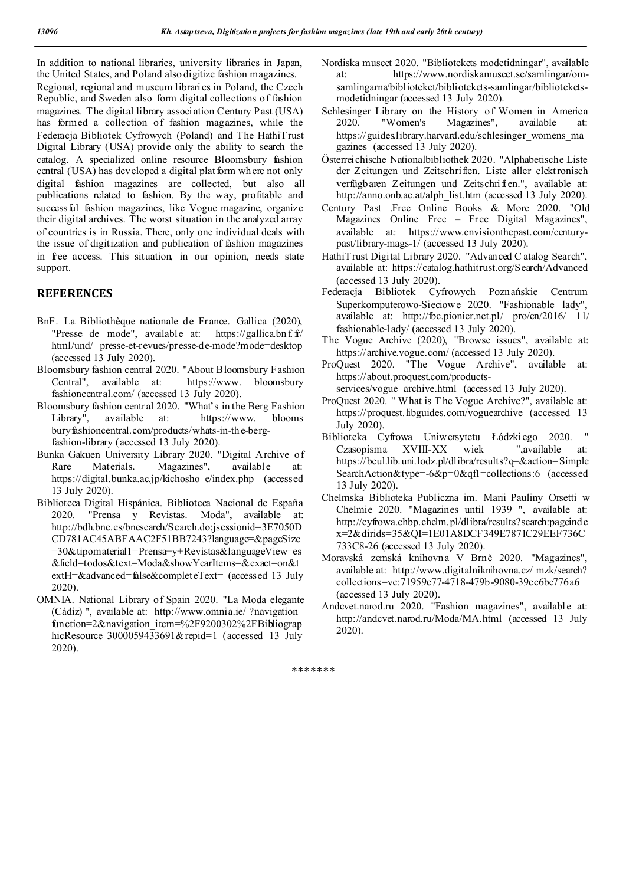In addition to national libraries, university libraries in Japan, the United States, and Poland also digitize fashion magazines. Regional, regional and museum libraries in Poland, the Czech Republic, and Sweden also form digital collections of fashion magazines. The digital library association Century Past (USA) has formed a collection of fashion magazines, while the Federacja Bibliotek Cyfrowych (Poland) and The HathiTrust Digital Library (USA) provide only the ability to search the catalog. A specialized online resource Bloomsbury fashion central (USA) has developed a digital platform where not only digital fashion magazines are collected, but also all publications related to fashion. By the way, profitable and successful fashion magazines, like Vogue magazine, organize their digital archives. The worst situation in the analyzed array of countries is in Russia. There, only one individual deals with the issue of digitization and publication of fashion magazines in free access. This situation, in our opinion, needs state support.

## REFERENCES

- BnF. La Bibliothèque nationale de France. Gallica (2020), "Presse de mode", available at: https://gallica.bnf.fr/ html/und/ presse-et-revues/presse-de-mode?mode=desktop (accessed 13 July 2020).
- Bloomsbury fashion central 2020. "About Bloomsbury Fashion Central", available at: https://www. bloomsbury fashioncentral.com/ (accessed 13 July 2020).
- Bloomsbury fashion central 2020. "What's in the Berg Fashion Library", available at: https://www. blooms buryfashioncentral.com/products/whats-in-the-berg-fashion-library (accessed 13 July 2020).
- Bunka Gakuen University Library 2020. "Digital Archive of Rare Materials. Magazines", available at: https://digital.bunka.ac.jp/kichosho_e/index.php (accessed 13 July 2020).
- Biblioteca Digital Hispánica. Biblioteca Nacional de España 2020. "Prensa y Revistas. Moda", available at: http://bdh.bne.es/bnesearch/Search.do;jsessionid=3E7050DCD781AC45ABFAAC2F51BB7243?language=&pageSize=30&tipomaterial1=Prensa+y+Revistas&languageView=es&field=todos&text=Moda&showYearItems=&exact=on&textH=&advanced=false&completeText= (accessed 13 July 2020).
- OMNIA. National Library of Spain 2020. "La Moda elegante (Cádiz) ", available at: http://www.omnia.ie/ ?navigation_function=2&navigation_item=%2F9200302%2FBibliographicResource_3000059433691&repid=1 (accessed 13 July 2020).
- Nordiska museet 2020. "Bibliotekets modetidningar", available at: https://www.nordiskamuseet.se/samlingar/om-samlingarna/biblioteket/bibliotekets-samlingar/bibliotekets-modetidningar (accessed 13 July 2020).
- Schlesinger Library on the History of Women in America 2020. "Women's Magazines", available at: https://guides.library.harvard.edu/schlesinger_womens_magazines (accessed 13 July 2020).
- Österreichische Nationalbibliothek 2020. "Alphabetische Liste der Zeitungen und Zeitschriften. Liste aller elektronisch verfügbaren Zeitungen und Zeitschriften.", available at: http://anno.onb.ac.at/alph_list.htm (accessed 13 July 2020).
- Century Past .Free Online Books & More 2020. "Old Magazines Online Free – Free Digital Magazines", available at: https://www.envisionthepast.com/century-past/library-mags-1/ (accessed 13 July 2020).
- HathiTrust Digital Library 2020. "Advanced Catalog Search", available at: https://catalog.hathitrust.org/Search/Advanced (accessed 13 July 2020).
- Federacja Bibliotek Cyfrowych Poznańskie Centrum Superkomputerowo-Sieciowe 2020. "Fashionable lady", available at: http://fbc.pionier.net.pl/ pro/en/2016/ 11/ fashionable-lady/ (accessed 13 July 2020).
- The Vogue Archive (2020), "Browse issues", available at: https://archive.vogue.com/ (accessed 13 July 2020).
- ProQuest 2020. "The Vogue Archive", available at: https://about.proquest.com/products-services/vogue_archive.html (accessed 13 July 2020).
- ProQuest 2020. " What is The Vogue Archive?", available at: https://proquest.libguides.com/voguearchive (accessed 13 July 2020).
- Biblioteka Cyfrowa Uniwersytetu Łódzkiego 2020. " Czasopisma XVIII-XX wiek ",available at: https://bcul.lib.uni.lodz.pl/dlibra/results?q=&action=SimpleSearchAction&type=-6&p=0&qf1=collections:6 (accessed 13 July 2020).
- Chelmska Biblioteka Publiczna im. Marii Pauliny Orsetti w Chelmie 2020. "Magazines until 1939 ", available at: http://cyfrowa.chbp.chelm.pl/dlibra/results?search:pageindex=2&dirids=35&QI=1E01A8DCF349E7871C29EEF736C733C8-26 (accessed 13 July 2020).
- Moravská zemská knihovna V Brně 2020. "Magazines", available at: http://www.digitalniknihovna.cz/ mzk/search? collections=vc:71959c77-4718-479b-9080-39cc6bc776a6 (accessed 13 July 2020).
- Andcvet.narod.ru 2020. "Fashion magazines", available at: http://andcvet.narod.ru/Moda/MA.html (accessed 13 July 2020).

\*\*\*\*\*\*\*